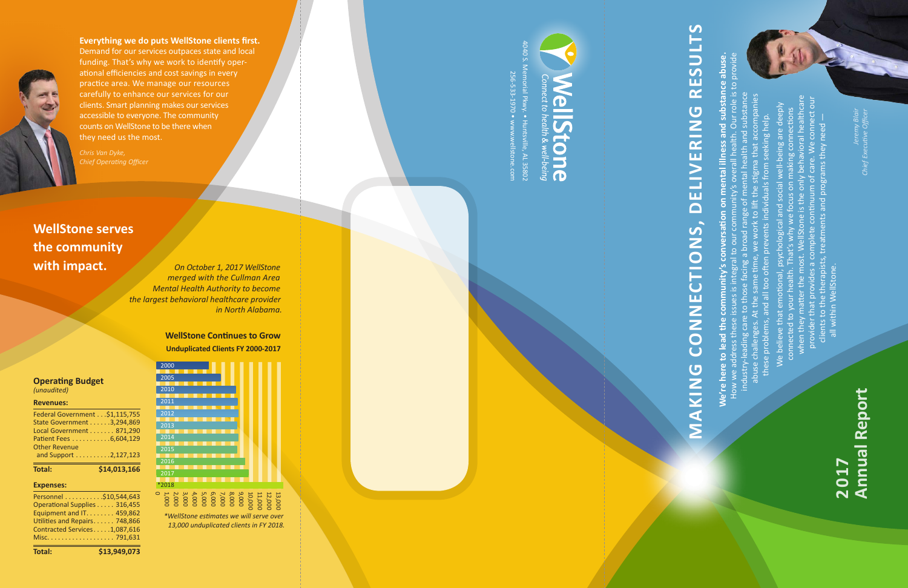**Everything we do puts WellStone clients first.** Demand for our services outpaces state and local funding. That's why we work to identify operational efficiencies and cost savings in every practice area. We manage our resources carefully to enhance our services for our clients. Smart planning makes our services accessible to everyone. The community counts on WellStone to be there when they need us the most.

*Chris Van Dyke, Chief Operating Officer*

## WellStone serves the community with impact.

*On October 1, 2017 WellStone merged with the Cullman Area Mental Health Authority to become the largest behavioral healthcare provider in North Alabama.*

### Operating Budget
*(unaudited)*

**Revenues:**

| | |
|---|---|
| Federal Government | $1,115,755 |
| State Government | 3,294,869 |
| Local Government | 871,290 |
| Patient Fees | 6,604,129 |
| Other Revenue and Support | 2,127,123 |
| **Total:** | **$14,013,166** |

**Expenses:**

| | |
|---|---|
| Personnel | $10,544,643 |
| Operational Supplies | 316,455 |
| Equipment and IT | 459,862 |
| Utilities and Repairs | 748,866 |
| Contracted Services | 1,087,616 |
| Misc. | 791,631 |
| **Total:** | **$13,949,073** |

### WellStone Continues to Grow
**Unduplicated Clients FY 2000-2017**

Years: 2000, 2005, 2010, 2011, 2012, 2013, 2014, 2015, 2016, 2017, *2018

Scale: 0, 1,000, 2,000, 3,000, 4,000, 5,000, 6,000, 7,000, 8,000, 9,000, 10,000, 11,000, 12,000, 13,000

*\*WellStone estimates we will serve over 13,000 unduplicated clients in FY 2018.*

# WellStone
*Connect to health & well-being*

4040 S. Memorial Pkwy. • Huntsville, AL 35802
256-533-1970 • www.wellstone.com

# MAKING CONNECTIONS, DELIVERING RESULTS

**We're here to lead the community's conversation on mental illness and substance abuse.** How we address these issues is integral to our community's overall health. Our role is to provide industry-leading care to those facing a broad range of mental health and substance abuse challenges. At the same time, we work to lift the stigma that accompanies these problems, and all too often prevents individuals from seeking help.

We believe that emotional, psychological and social well-being are deeply connected to your health. That's why we focus on making connections when they matter the most. WellStone is the only behavioral healthcare provider that provides a complete continuum of care. We connect our clients to the therapists, treatments and programs they need — all within WellStone.

*Jeremy Blair, Chief Executive Officer*

## 2017 Annual Report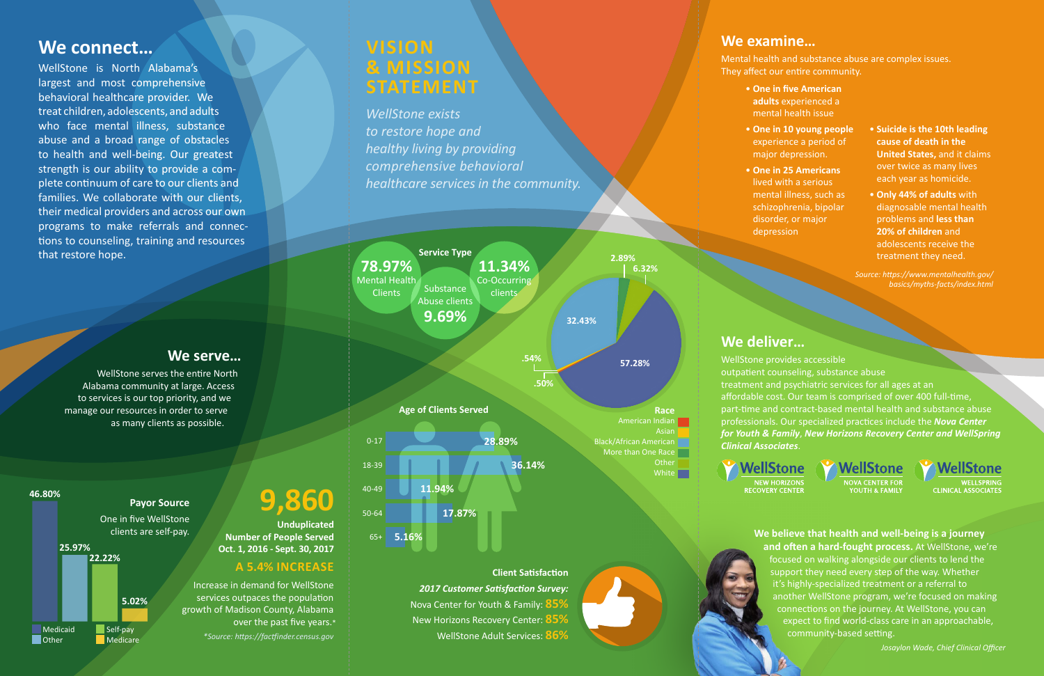## We connect...

WellStone is North Alabama's largest and most comprehensive behavioral healthcare provider. We treat children, adolescents, and adults who face mental illness, substance abuse and a broad range of obstacles to health and well-being. Our greatest strength is our ability to provide a complete continuum of care to our clients and families. We collaborate with our clients, their medical providers and across our own programs to make referrals and connections to counseling, training and resources that restore hope.

## VISION & MISSION STATEMENT

*WellStone exists to restore hope and healthy living by providing comprehensive behavioral healthcare services in the community.*

## We examine...

Mental health and substance abuse are complex issues. They affect our entire community.

- **One in five American adults** experienced a mental health issue
- **One in 10 young people** experience a period of major depression.
- **One in 25 Americans** lived with a serious mental illness, such as schizophrenia, bipolar disorder, or major depression
- **Suicide is the 10th leading cause of death in the United States,** and it claims over twice as many lives each year as homicide.
- **Only 44% of adults** with diagnosable mental health problems and **less than 20% of children** and adolescents receive the treatment they need.

*Source: https://www.mentalhealth.gov/basics/myths-facts/index.html*

**Service Type**

78.97% Mental Health Clients

Substance Abuse clients 9.69%

11.34% Co-Occurring clients

**Race**

2.89%
6.32%
32.43%
57.28%
.54%
.50%

American Indian
Asian
Black/African American
More than One Race
Other
White

## We serve...

WellStone serves the entire North Alabama community at large. Access to services is our top priority, and we manage our resources in order to serve as many clients as possible.

**Age of Clients Served**

0-17: 28.89%
18-39: 36.14%
40-49: 11.94%
50-64: 17.87%
65+: 5.16%

## We deliver...

WellStone provides accessible outpatient counseling, substance abuse treatment and psychiatric services for all ages at an affordable cost. Our team is comprised of over 400 full-time, part-time and contract-based mental health and substance abuse professionals. Our specialized practices include the ***Nova Center for Youth & Family***, ***New Horizons Recovery Center and WellSpring Clinical Associates***.

WellStone NEW HORIZONS RECOVERY CENTER
WellStone NOVA CENTER FOR YOUTH & FAMILY
WellStone WELLSPRING CLINICAL ASSOCIATES

**Payor Source**

One in five WellStone clients are self-pay.

46.80%
25.97%
22.22%
5.02%

Medicaid
Other
Self-pay
Medicare

# 9,860

**Unduplicated Number of People Served Oct. 1, 2016 - Sept. 30, 2017**

**A 5.4% INCREASE**

Increase in demand for WellStone services outpaces the population growth of Madison County, Alabama over the past five years.*

*\*Source: https://factfinder.census.gov*

**Client Satisfaction**

***2017 Customer Satisfaction Survey:***

Nova Center for Youth & Family: **85%**
New Horizons Recovery Center: **85%**
WellStone Adult Services: **86%**

**We believe that health and well-being is a journey and often a hard-fought process.** At WellStone, we're focused on walking alongside our clients to lend the support they need every step of the way. Whether it's highly-specialized treatment or a referral to another WellStone program, we're focused on making connections on the journey. At WellStone, you can expect to find world-class care in an approachable, community-based setting.

*Josaylon Wade, Chief Clinical Officer*